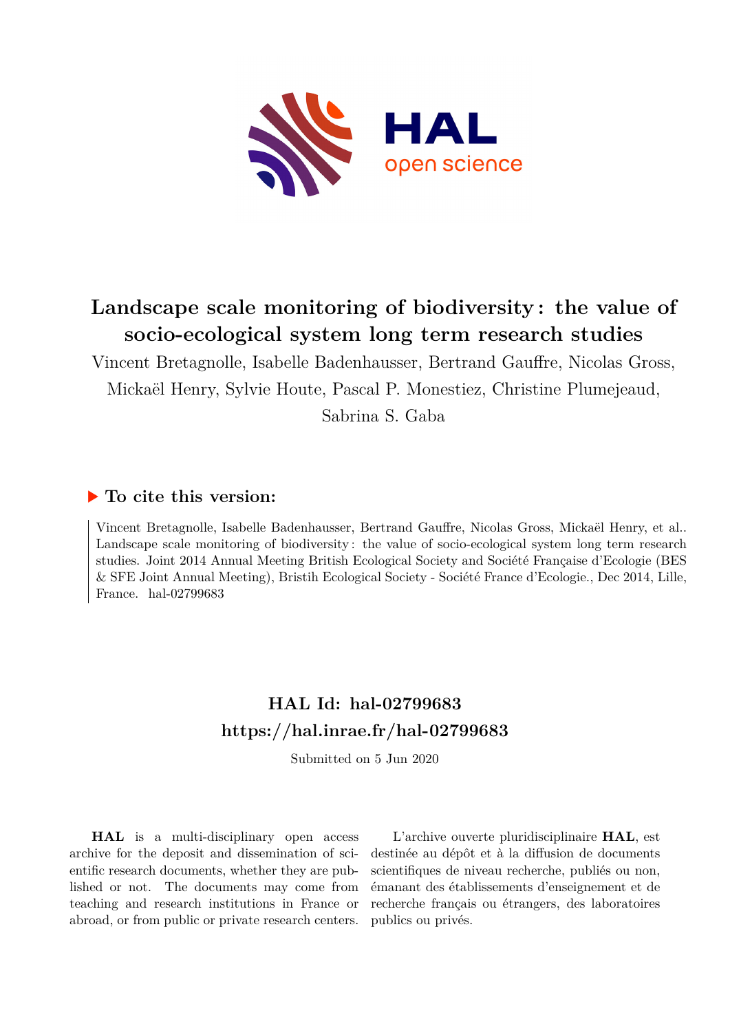# Landscape scale monitoring of biodiversity : the value of socio-ecological system long term research studies

Vincent Bretagnolle, Isabelle Badenhausser, Bertrand Gauffre, Nicolas Gross, Mickaël Henry, Sylvie Houte, Pascal P. Monestiez, Christine Plumejeaud, Sabrina S. Gaba

## ▶ To cite this version:

Vincent Bretagnolle, Isabelle Badenhausser, Bertrand Gauffre, Nicolas Gross, Mickaël Henry, et al.. Landscape scale monitoring of biodiversity : the value of socio-ecological system long term research studies. Joint 2014 Annual Meeting British Ecological Society and Société Française d'Ecologie (BES & SFE Joint Annual Meeting), Bristih Ecological Society - Société France d'Ecologie., Dec 2014, Lille, France. hal-02799683

## HAL Id: hal-02799683
## https://hal.inrae.fr/hal-02799683

Submitted on 5 Jun 2020

**HAL** is a multi-disciplinary open access archive for the deposit and dissemination of scientific research documents, whether they are published or not. The documents may come from teaching and research institutions in France or abroad, or from public or private research centers.

L'archive ouverte pluridisciplinaire **HAL**, est destinée au dépôt et à la diffusion de documents scientifiques de niveau recherche, publiés ou non, émanant des établissements d'enseignement et de recherche français ou étrangers, des laboratoires publics ou privés.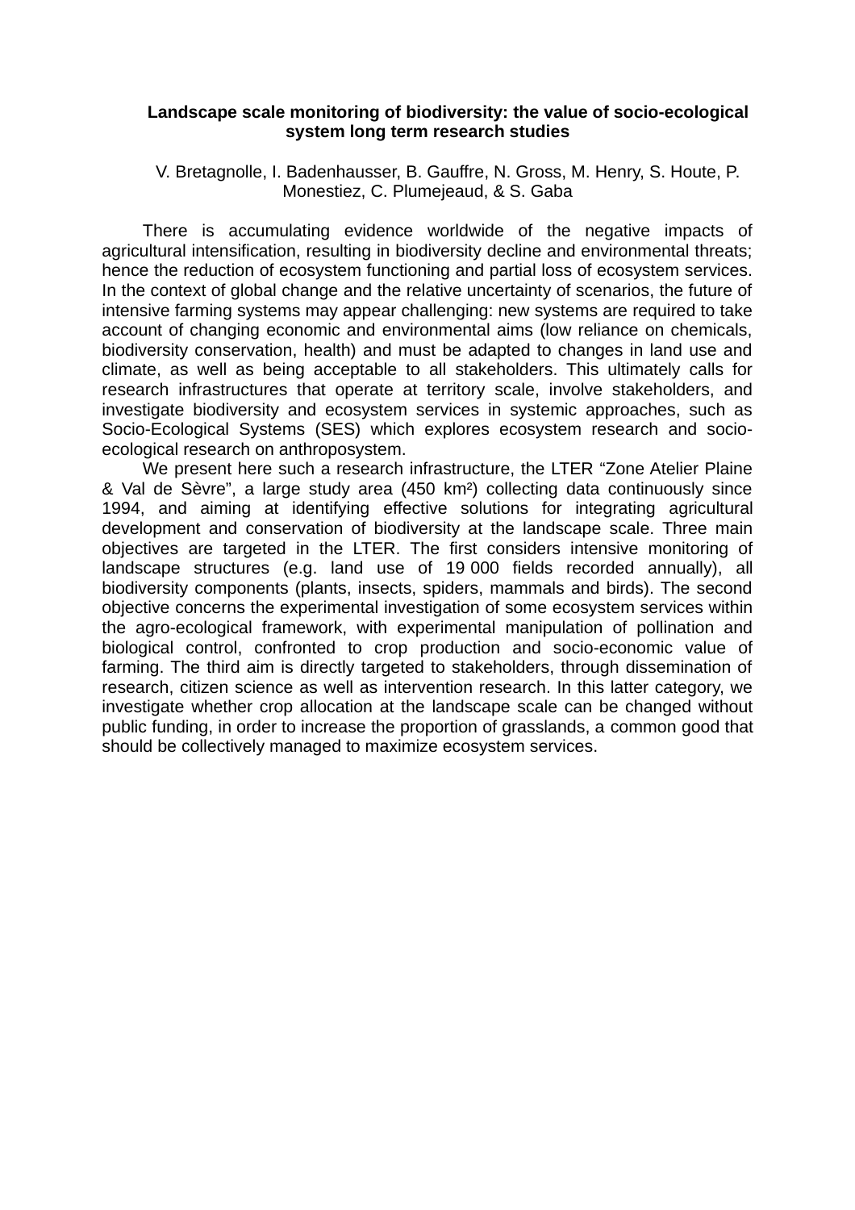## Landscape scale monitoring of biodiversity: the value of socio-ecological system long term research studies

V. Bretagnolle, I. Badenhausser, B. Gauffre, N. Gross, M. Henry, S. Houte, P. Monestiez, C. Plumejeaud, & S. Gaba

There is accumulating evidence worldwide of the negative impacts of agricultural intensification, resulting in biodiversity decline and environmental threats; hence the reduction of ecosystem functioning and partial loss of ecosystem services. In the context of global change and the relative uncertainty of scenarios, the future of intensive farming systems may appear challenging: new systems are required to take account of changing economic and environmental aims (low reliance on chemicals, biodiversity conservation, health) and must be adapted to changes in land use and climate, as well as being acceptable to all stakeholders. This ultimately calls for research infrastructures that operate at territory scale, involve stakeholders, and investigate biodiversity and ecosystem services in systemic approaches, such as Socio-Ecological Systems (SES) which explores ecosystem research and socio-ecological research on anthroposystem.

We present here such a research infrastructure, the LTER “Zone Atelier Plaine & Val de Sèvre”, a large study area (450 km²) collecting data continuously since 1994, and aiming at identifying effective solutions for integrating agricultural development and conservation of biodiversity at the landscape scale. Three main objectives are targeted in the LTER. The first considers intensive monitoring of landscape structures (e.g. land use of 19 000 fields recorded annually), all biodiversity components (plants, insects, spiders, mammals and birds). The second objective concerns the experimental investigation of some ecosystem services within the agro-ecological framework, with experimental manipulation of pollination and biological control, confronted to crop production and socio-economic value of farming. The third aim is directly targeted to stakeholders, through dissemination of research, citizen science as well as intervention research. In this latter category, we investigate whether crop allocation at the landscape scale can be changed without public funding, in order to increase the proportion of grasslands, a common good that should be collectively managed to maximize ecosystem services.